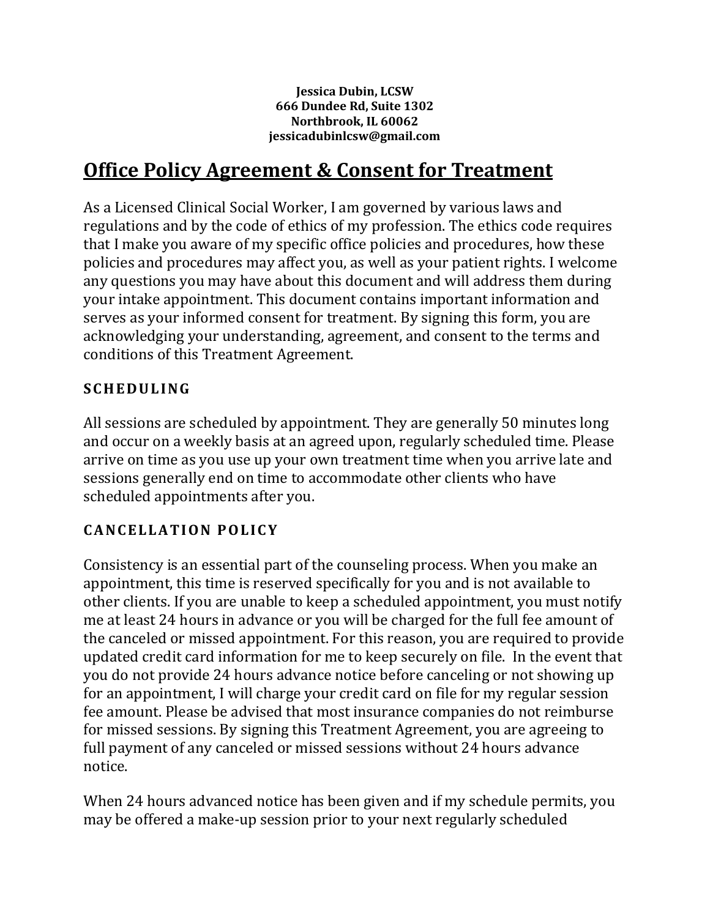**Jessica Dubin, LCSW**
**666 Dundee Rd, Suite 1302**
**Northbrook, IL 60062**
**jessicadubinlcsw@gmail.com**

# Office Policy Agreement & Consent for Treatment

As a Licensed Clinical Social Worker, I am governed by various laws and regulations and by the code of ethics of my profession. The ethics code requires that I make you aware of my specific office policies and procedures, how these policies and procedures may affect you, as well as your patient rights. I welcome any questions you may have about this document and will address them during your intake appointment. This document contains important information and serves as your informed consent for treatment. By signing this form, you are acknowledging your understanding, agreement, and consent to the terms and conditions of this Treatment Agreement.

## SCHEDULING

All sessions are scheduled by appointment. They are generally 50 minutes long and occur on a weekly basis at an agreed upon, regularly scheduled time. Please arrive on time as you use up your own treatment time when you arrive late and sessions generally end on time to accommodate other clients who have scheduled appointments after you.

## CANCELLATION POLICY

Consistency is an essential part of the counseling process. When you make an appointment, this time is reserved specifically for you and is not available to other clients. If you are unable to keep a scheduled appointment, you must notify me at least 24 hours in advance or you will be charged for the full fee amount of the canceled or missed appointment. For this reason, you are required to provide updated credit card information for me to keep securely on file. In the event that you do not provide 24 hours advance notice before canceling or not showing up for an appointment, I will charge your credit card on file for my regular session fee amount. Please be advised that most insurance companies do not reimburse for missed sessions. By signing this Treatment Agreement, you are agreeing to full payment of any canceled or missed sessions without 24 hours advance notice.

When 24 hours advanced notice has been given and if my schedule permits, you may be offered a make-up session prior to your next regularly scheduled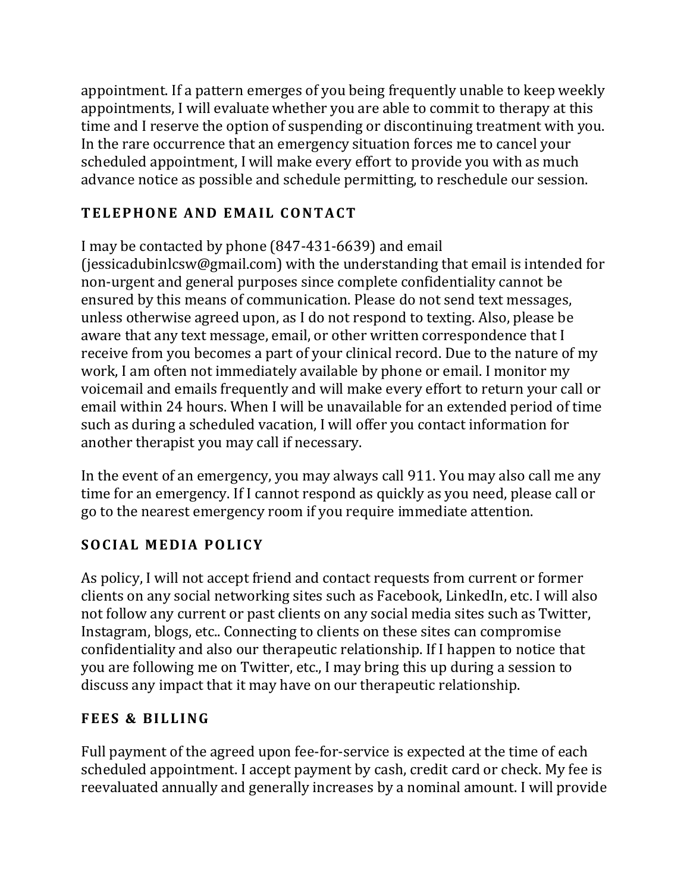appointment. If a pattern emerges of you being frequently unable to keep weekly appointments, I will evaluate whether you are able to commit to therapy at this time and I reserve the option of suspending or discontinuing treatment with you. In the rare occurrence that an emergency situation forces me to cancel your scheduled appointment, I will make every effort to provide you with as much advance notice as possible and schedule permitting, to reschedule our session.

## TELEPHONE AND EMAIL CONTACT

I may be contacted by phone (847-431-6639) and email (jessicadubinlcsw@gmail.com) with the understanding that email is intended for non-urgent and general purposes since complete confidentiality cannot be ensured by this means of communication. Please do not send text messages, unless otherwise agreed upon, as I do not respond to texting. Also, please be aware that any text message, email, or other written correspondence that I receive from you becomes a part of your clinical record. Due to the nature of my work, I am often not immediately available by phone or email. I monitor my voicemail and emails frequently and will make every effort to return your call or email within 24 hours. When I will be unavailable for an extended period of time such as during a scheduled vacation, I will offer you contact information for another therapist you may call if necessary.

In the event of an emergency, you may always call 911. You may also call me any time for an emergency. If I cannot respond as quickly as you need, please call or go to the nearest emergency room if you require immediate attention.

## SOCIAL MEDIA POLICY

As policy, I will not accept friend and contact requests from current or former clients on any social networking sites such as Facebook, LinkedIn, etc. I will also not follow any current or past clients on any social media sites such as Twitter, Instagram, blogs, etc.. Connecting to clients on these sites can compromise confidentiality and also our therapeutic relationship. If I happen to notice that you are following me on Twitter, etc., I may bring this up during a session to discuss any impact that it may have on our therapeutic relationship.

## FEES & BILLING

Full payment of the agreed upon fee-for-service is expected at the time of each scheduled appointment. I accept payment by cash, credit card or check. My fee is reevaluated annually and generally increases by a nominal amount. I will provide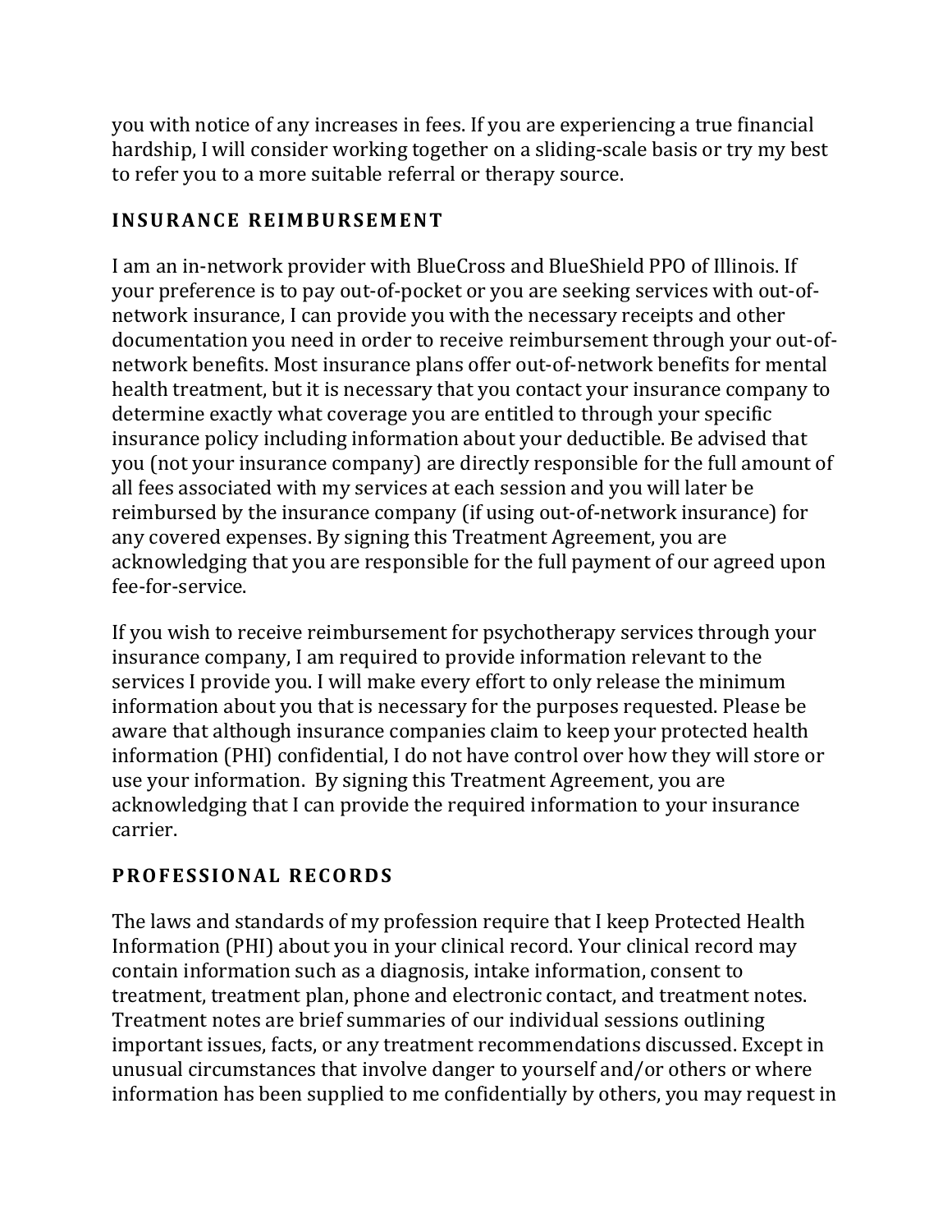you with notice of any increases in fees. If you are experiencing a true financial hardship, I will consider working together on a sliding-scale basis or try my best to refer you to a more suitable referral or therapy source.

## INSURANCE REIMBURSEMENT

I am an in-network provider with BlueCross and BlueShield PPO of Illinois. If your preference is to pay out-of-pocket or you are seeking services with out-of-network insurance, I can provide you with the necessary receipts and other documentation you need in order to receive reimbursement through your out-of-network benefits. Most insurance plans offer out-of-network benefits for mental health treatment, but it is necessary that you contact your insurance company to determine exactly what coverage you are entitled to through your specific insurance policy including information about your deductible. Be advised that you (not your insurance company) are directly responsible for the full amount of all fees associated with my services at each session and you will later be reimbursed by the insurance company (if using out-of-network insurance) for any covered expenses. By signing this Treatment Agreement, you are acknowledging that you are responsible for the full payment of our agreed upon fee-for-service.

If you wish to receive reimbursement for psychotherapy services through your insurance company, I am required to provide information relevant to the services I provide you. I will make every effort to only release the minimum information about you that is necessary for the purposes requested. Please be aware that although insurance companies claim to keep your protected health information (PHI) confidential, I do not have control over how they will store or use your information. By signing this Treatment Agreement, you are acknowledging that I can provide the required information to your insurance carrier.

## PROFESSIONAL RECORDS

The laws and standards of my profession require that I keep Protected Health Information (PHI) about you in your clinical record. Your clinical record may contain information such as a diagnosis, intake information, consent to treatment, treatment plan, phone and electronic contact, and treatment notes. Treatment notes are brief summaries of our individual sessions outlining important issues, facts, or any treatment recommendations discussed. Except in unusual circumstances that involve danger to yourself and/or others or where information has been supplied to me confidentially by others, you may request in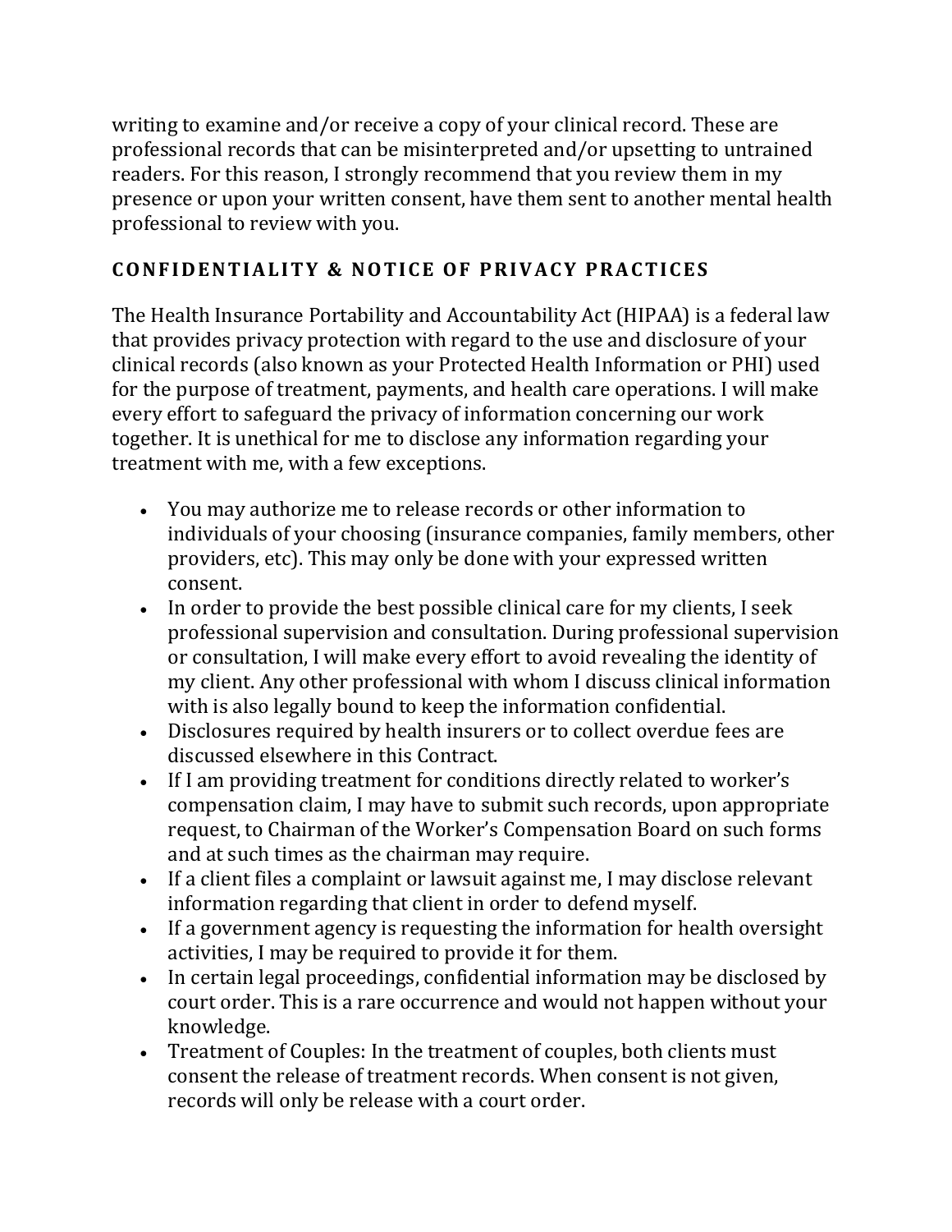writing to examine and/or receive a copy of your clinical record. These are professional records that can be misinterpreted and/or upsetting to untrained readers. For this reason, I strongly recommend that you review them in my presence or upon your written consent, have them sent to another mental health professional to review with you.

## CONFIDENTIALITY & NOTICE OF PRIVACY PRACTICES

The Health Insurance Portability and Accountability Act (HIPAA) is a federal law that provides privacy protection with regard to the use and disclosure of your clinical records (also known as your Protected Health Information or PHI) used for the purpose of treatment, payments, and health care operations. I will make every effort to safeguard the privacy of information concerning our work together. It is unethical for me to disclose any information regarding your treatment with me, with a few exceptions.

- You may authorize me to release records or other information to individuals of your choosing (insurance companies, family members, other providers, etc). This may only be done with your expressed written consent.
- In order to provide the best possible clinical care for my clients, I seek professional supervision and consultation. During professional supervision or consultation, I will make every effort to avoid revealing the identity of my client. Any other professional with whom I discuss clinical information with is also legally bound to keep the information confidential.
- Disclosures required by health insurers or to collect overdue fees are discussed elsewhere in this Contract.
- If I am providing treatment for conditions directly related to worker's compensation claim, I may have to submit such records, upon appropriate request, to Chairman of the Worker's Compensation Board on such forms and at such times as the chairman may require.
- If a client files a complaint or lawsuit against me, I may disclose relevant information regarding that client in order to defend myself.
- If a government agency is requesting the information for health oversight activities, I may be required to provide it for them.
- In certain legal proceedings, confidential information may be disclosed by court order. This is a rare occurrence and would not happen without your knowledge.
- Treatment of Couples: In the treatment of couples, both clients must consent the release of treatment records. When consent is not given, records will only be release with a court order.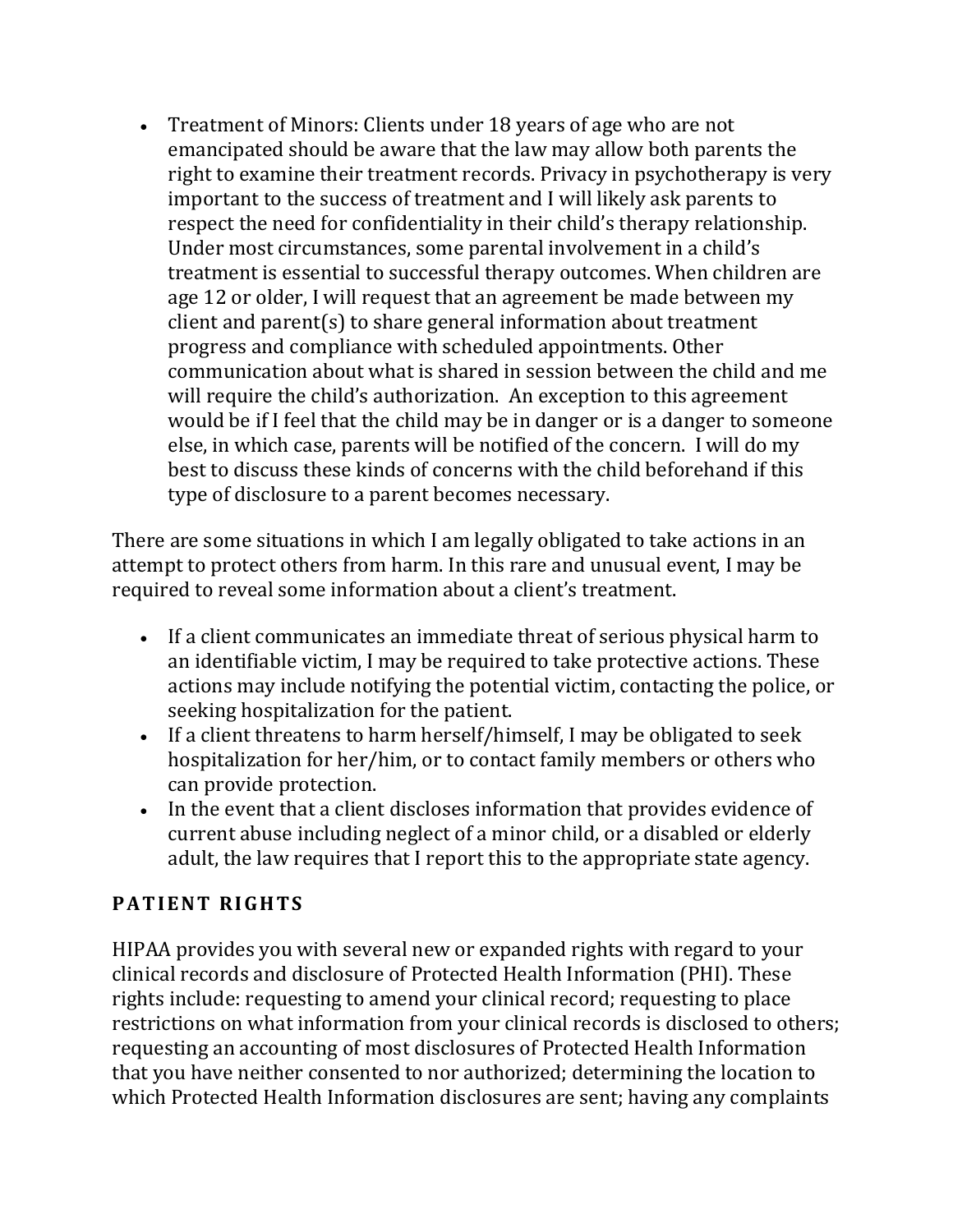- Treatment of Minors: Clients under 18 years of age who are not emancipated should be aware that the law may allow both parents the right to examine their treatment records. Privacy in psychotherapy is very important to the success of treatment and I will likely ask parents to respect the need for confidentiality in their child's therapy relationship. Under most circumstances, some parental involvement in a child's treatment is essential to successful therapy outcomes. When children are age 12 or older, I will request that an agreement be made between my client and parent(s) to share general information about treatment progress and compliance with scheduled appointments. Other communication about what is shared in session between the child and me will require the child's authorization. An exception to this agreement would be if I feel that the child may be in danger or is a danger to someone else, in which case, parents will be notified of the concern. I will do my best to discuss these kinds of concerns with the child beforehand if this type of disclosure to a parent becomes necessary.

There are some situations in which I am legally obligated to take actions in an attempt to protect others from harm. In this rare and unusual event, I may be required to reveal some information about a client's treatment.

- If a client communicates an immediate threat of serious physical harm to an identifiable victim, I may be required to take protective actions. These actions may include notifying the potential victim, contacting the police, or seeking hospitalization for the patient.
- If a client threatens to harm herself/himself, I may be obligated to seek hospitalization for her/him, or to contact family members or others who can provide protection.
- In the event that a client discloses information that provides evidence of current abuse including neglect of a minor child, or a disabled or elderly adult, the law requires that I report this to the appropriate state agency.

## PATIENT RIGHTS

HIPAA provides you with several new or expanded rights with regard to your clinical records and disclosure of Protected Health Information (PHI). These rights include: requesting to amend your clinical record; requesting to place restrictions on what information from your clinical records is disclosed to others; requesting an accounting of most disclosures of Protected Health Information that you have neither consented to nor authorized; determining the location to which Protected Health Information disclosures are sent; having any complaints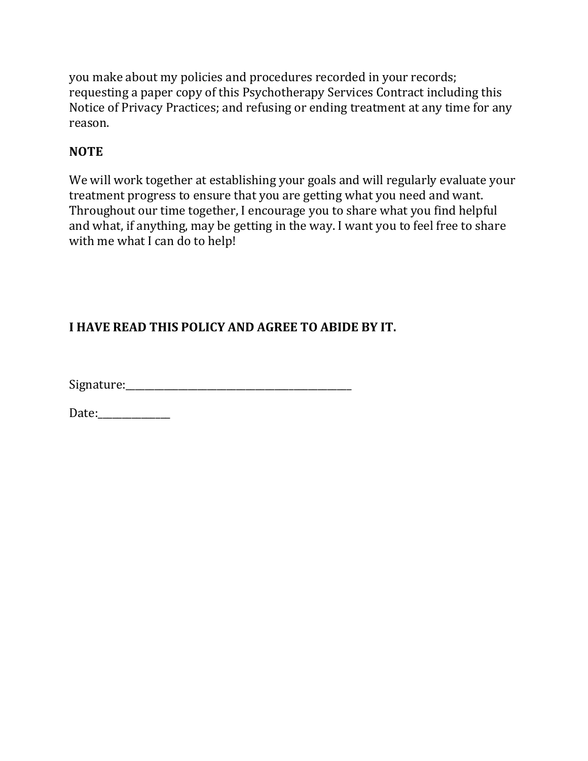you make about my policies and procedures recorded in your records; requesting a paper copy of this Psychotherapy Services Contract including this Notice of Privacy Practices; and refusing or ending treatment at any time for any reason.

**NOTE**

We will work together at establishing your goals and will regularly evaluate your treatment progress to ensure that you are getting what you need and want. Throughout our time together, I encourage you to share what you find helpful and what, if anything, may be getting in the way. I want you to feel free to share with me what I can do to help!

**I HAVE READ THIS POLICY AND AGREE TO ABIDE BY IT.**

Signature:_______________________________________________

Date:_______________